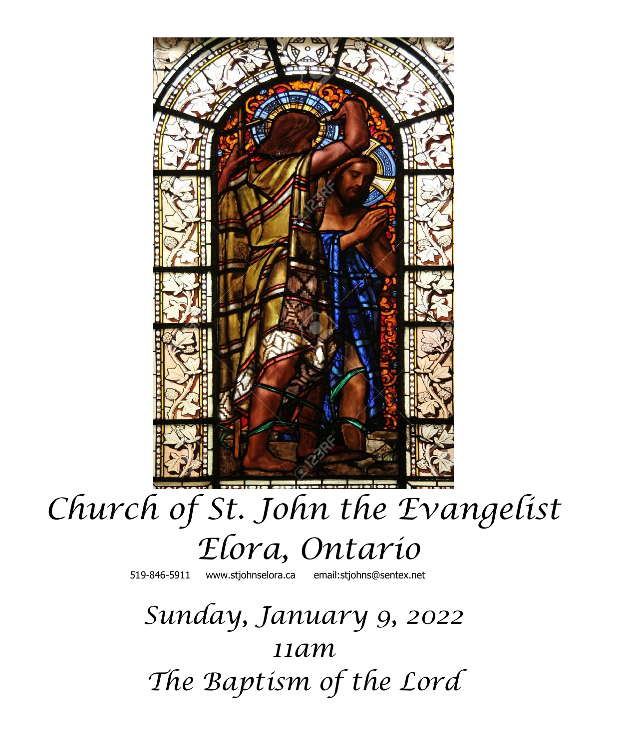# Church of St. John the Evangelist

# Elora, Ontario

519-846-5911 www.stjohnselora.ca email:stjohns@sentex.net

## Sunday, January 9, 2022

## 11am

## The Baptism of the Lord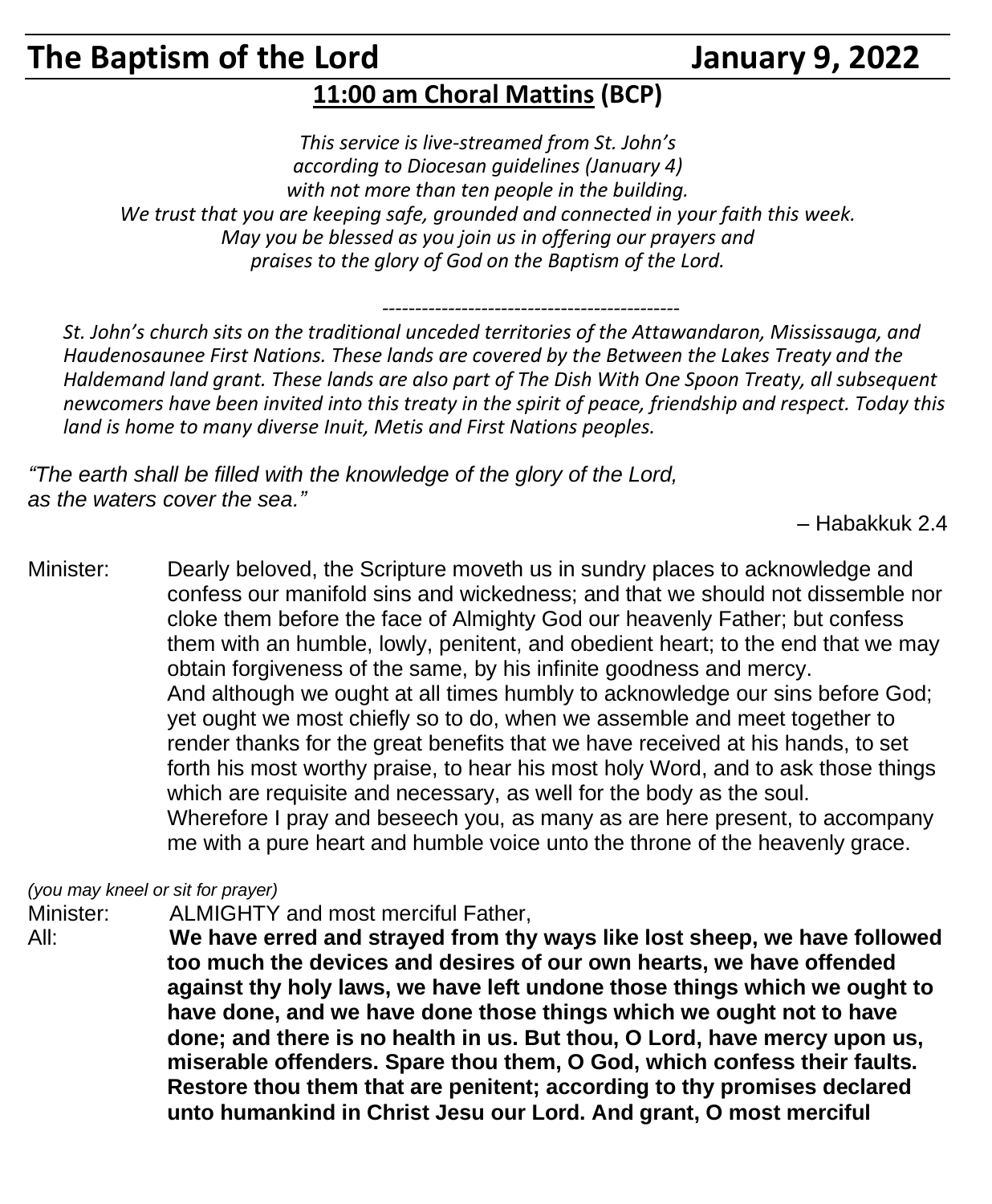# The Baptism of the Lord January 9, 2022

## 11:00 am Choral Mattins (BCP)

*This service is live-streamed from St. John's according to Diocesan guidelines (January 4) with not more than ten people in the building. We trust that you are keeping safe, grounded and connected in your faith this week. May you be blessed as you join us in offering our prayers and praises to the glory of God on the Baptism of the Lord.*

---

*St. John's church sits on the traditional unceded territories of the Attawandaron, Mississauga, and Haudenosaunee First Nations. These lands are covered by the Between the Lakes Treaty and the Haldemand land grant. These lands are also part of The Dish With One Spoon Treaty, all subsequent newcomers have been invited into this treaty in the spirit of peace, friendship and respect. Today this land is home to many diverse Inuit, Metis and First Nations peoples.*

*"The earth shall be filled with the knowledge of the glory of the Lord, as the waters cover the sea."*

– Habakkuk 2.4

Minister: Dearly beloved, the Scripture moveth us in sundry places to acknowledge and confess our manifold sins and wickedness; and that we should not dissemble nor cloke them before the face of Almighty God our heavenly Father; but confess them with an humble, lowly, penitent, and obedient heart; to the end that we may obtain forgiveness of the same, by his infinite goodness and mercy. And although we ought at all times humbly to acknowledge our sins before God; yet ought we most chiefly so to do, when we assemble and meet together to render thanks for the great benefits that we have received at his hands, to set forth his most worthy praise, to hear his most holy Word, and to ask those things which are requisite and necessary, as well for the body as the soul. Wherefore I pray and beseech you, as many as are here present, to accompany me with a pure heart and humble voice unto the throne of the heavenly grace.

*(you may kneel or sit for prayer)*

Minister: ALMIGHTY and most merciful Father,

All: **We have erred and strayed from thy ways like lost sheep, we have followed too much the devices and desires of our own hearts, we have offended against thy holy laws, we have left undone those things which we ought to have done, and we have done those things which we ought not to have done; and there is no health in us. But thou, O Lord, have mercy upon us, miserable offenders. Spare thou them, O God, which confess their faults. Restore thou them that are penitent; according to thy promises declared unto humankind in Christ Jesu our Lord. And grant, O most merciful**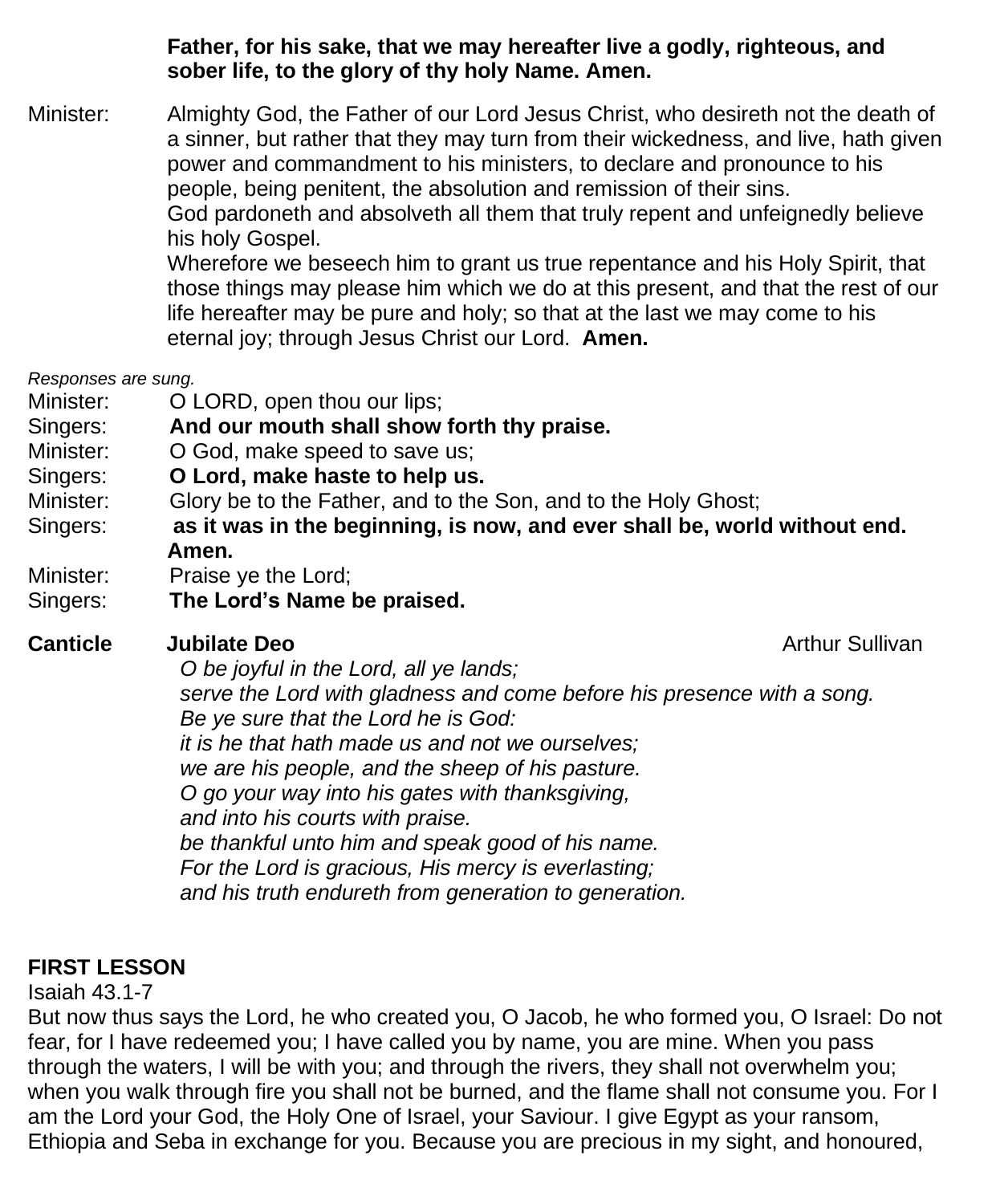**Father, for his sake, that we may hereafter live a godly, righteous, and sober life, to the glory of thy holy Name. Amen.**

Minister: Almighty God, the Father of our Lord Jesus Christ, who desireth not the death of a sinner, but rather that they may turn from their wickedness, and live, hath given power and commandment to his ministers, to declare and pronounce to his people, being penitent, the absolution and remission of their sins.
God pardoneth and absolveth all them that truly repent and unfeignedly believe his holy Gospel.
Wherefore we beseech him to grant us true repentance and his Holy Spirit, that those things may please him which we do at this present, and that the rest of our life hereafter may be pure and holy; so that at the last we may come to his eternal joy; through Jesus Christ our Lord. **Amen.**

*Responses are sung.*

Minister: O LORD, open thou our lips;
Singers: **And our mouth shall show forth thy praise.**
Minister: O God, make speed to save us;
Singers: **O Lord, make haste to help us.**
Minister: Glory be to the Father, and to the Son, and to the Holy Ghost;
Singers: **as it was in the beginning, is now, and ever shall be, world without end. Amen.**
Minister: Praise ye the Lord;
Singers: **The Lord's Name be praised.**

**Canticle** **Jubilate Deo** Arthur Sullivan

*O be joyful in the Lord, all ye lands;*
*serve the Lord with gladness and come before his presence with a song.*
*Be ye sure that the Lord he is God:*
*it is he that hath made us and not we ourselves;*
*we are his people, and the sheep of his pasture.*
*O go your way into his gates with thanksgiving,*
*and into his courts with praise.*
*be thankful unto him and speak good of his name.*
*For the Lord is gracious, His mercy is everlasting;*
*and his truth endureth from generation to generation.*

## FIRST LESSON

Isaiah 43.1-7

But now thus says the Lord, he who created you, O Jacob, he who formed you, O Israel: Do not fear, for I have redeemed you; I have called you by name, you are mine. When you pass through the waters, I will be with you; and through the rivers, they shall not overwhelm you; when you walk through fire you shall not be burned, and the flame shall not consume you. For I am the Lord your God, the Holy One of Israel, your Saviour. I give Egypt as your ransom, Ethiopia and Seba in exchange for you. Because you are precious in my sight, and honoured,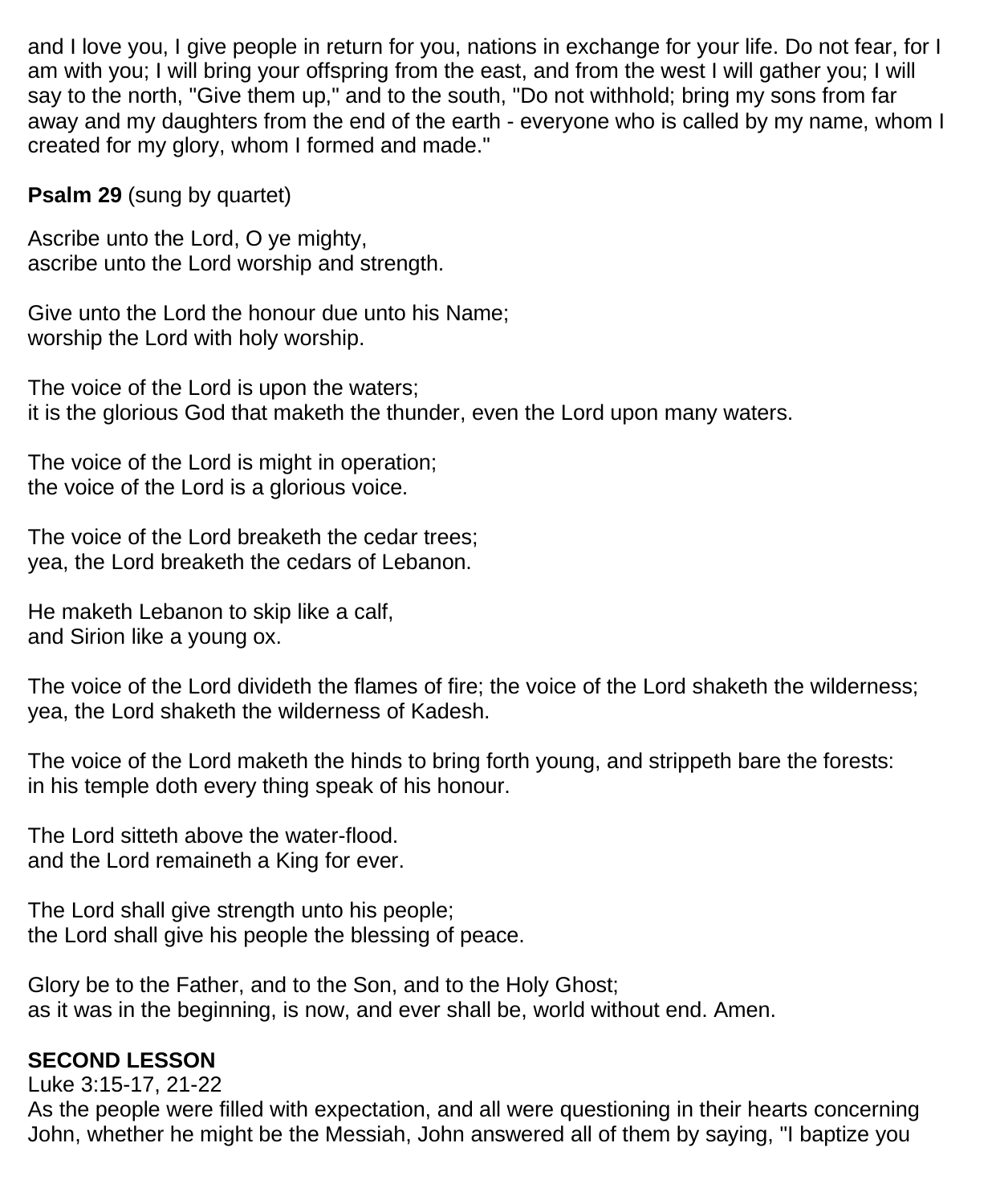and I love you, I give people in return for you, nations in exchange for your life. Do not fear, for I am with you; I will bring your offspring from the east, and from the west I will gather you; I will say to the north, "Give them up," and to the south, "Do not withhold; bring my sons from far away and my daughters from the end of the earth - everyone who is called by my name, whom I created for my glory, whom I formed and made."

**Psalm 29** (sung by quartet)

Ascribe unto the Lord, O ye mighty,
ascribe unto the Lord worship and strength.

Give unto the Lord the honour due unto his Name;
worship the Lord with holy worship.

The voice of the Lord is upon the waters;
it is the glorious God that maketh the thunder, even the Lord upon many waters.

The voice of the Lord is might in operation;
the voice of the Lord is a glorious voice.

The voice of the Lord breaketh the cedar trees;
yea, the Lord breaketh the cedars of Lebanon.

He maketh Lebanon to skip like a calf,
and Sirion like a young ox.

The voice of the Lord divideth the flames of fire; the voice of the Lord shaketh the wilderness;
yea, the Lord shaketh the wilderness of Kadesh.

The voice of the Lord maketh the hinds to bring forth young, and strippeth bare the forests:
in his temple doth every thing speak of his honour.

The Lord sitteth above the water-flood.
and the Lord remaineth a King for ever.

The Lord shall give strength unto his people;
the Lord shall give his people the blessing of peace.

Glory be to the Father, and to the Son, and to the Holy Ghost;
as it was in the beginning, is now, and ever shall be, world without end. Amen.

**SECOND LESSON**
Luke 3:15-17, 21-22
As the people were filled with expectation, and all were questioning in their hearts concerning John, whether he might be the Messiah, John answered all of them by saying, "I baptize you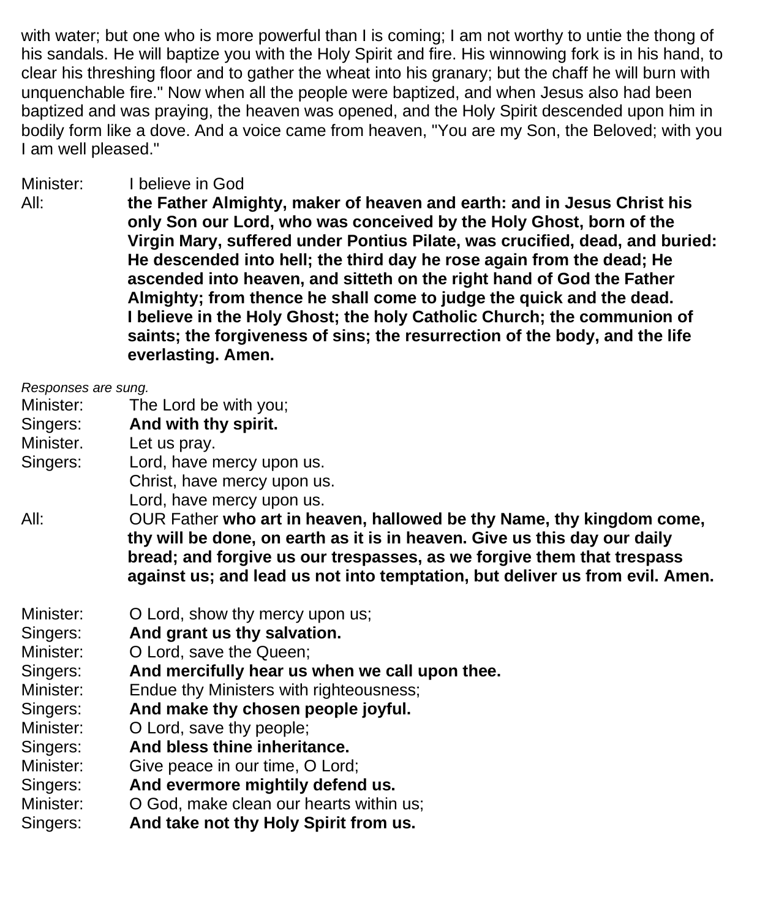with water; but one who is more powerful than I is coming; I am not worthy to untie the thong of his sandals. He will baptize you with the Holy Spirit and fire. His winnowing fork is in his hand, to clear his threshing floor and to gather the wheat into his granary; but the chaff he will burn with unquenchable fire." Now when all the people were baptized, and when Jesus also had been baptized and was praying, the heaven was opened, and the Holy Spirit descended upon him in bodily form like a dove. And a voice came from heaven, "You are my Son, the Beloved; with you I am well pleased."

Minister: I believe in God
All: **the Father Almighty, maker of heaven and earth: and in Jesus Christ his only Son our Lord, who was conceived by the Holy Ghost, born of the Virgin Mary, suffered under Pontius Pilate, was crucified, dead, and buried: He descended into hell; the third day he rose again from the dead; He ascended into heaven, and sitteth on the right hand of God the Father Almighty; from thence he shall come to judge the quick and the dead. I believe in the Holy Ghost; the holy Catholic Church; the communion of saints; the forgiveness of sins; the resurrection of the body, and the life everlasting. Amen.**

*Responses are sung.*

Minister: The Lord be with you;
Singers: **And with thy spirit.**
Minister. Let us pray.
Singers: Lord, have mercy upon us.
Christ, have mercy upon us.
Lord, have mercy upon us.
All: OUR Father **who art in heaven, hallowed be thy Name, thy kingdom come, thy will be done, on earth as it is in heaven. Give us this day our daily bread; and forgive us our trespasses, as we forgive them that trespass against us; and lead us not into temptation, but deliver us from evil. Amen.**

Minister: O Lord, show thy mercy upon us;
Singers: **And grant us thy salvation.**
Minister: O Lord, save the Queen;
Singers: **And mercifully hear us when we call upon thee.**
Minister: Endue thy Ministers with righteousness;
Singers: **And make thy chosen people joyful.**
Minister: O Lord, save thy people;
Singers: **And bless thine inheritance.**
Minister: Give peace in our time, O Lord;
Singers: **And evermore mightily defend us.**
Minister: O God, make clean our hearts within us;
Singers: **And take not thy Holy Spirit from us.**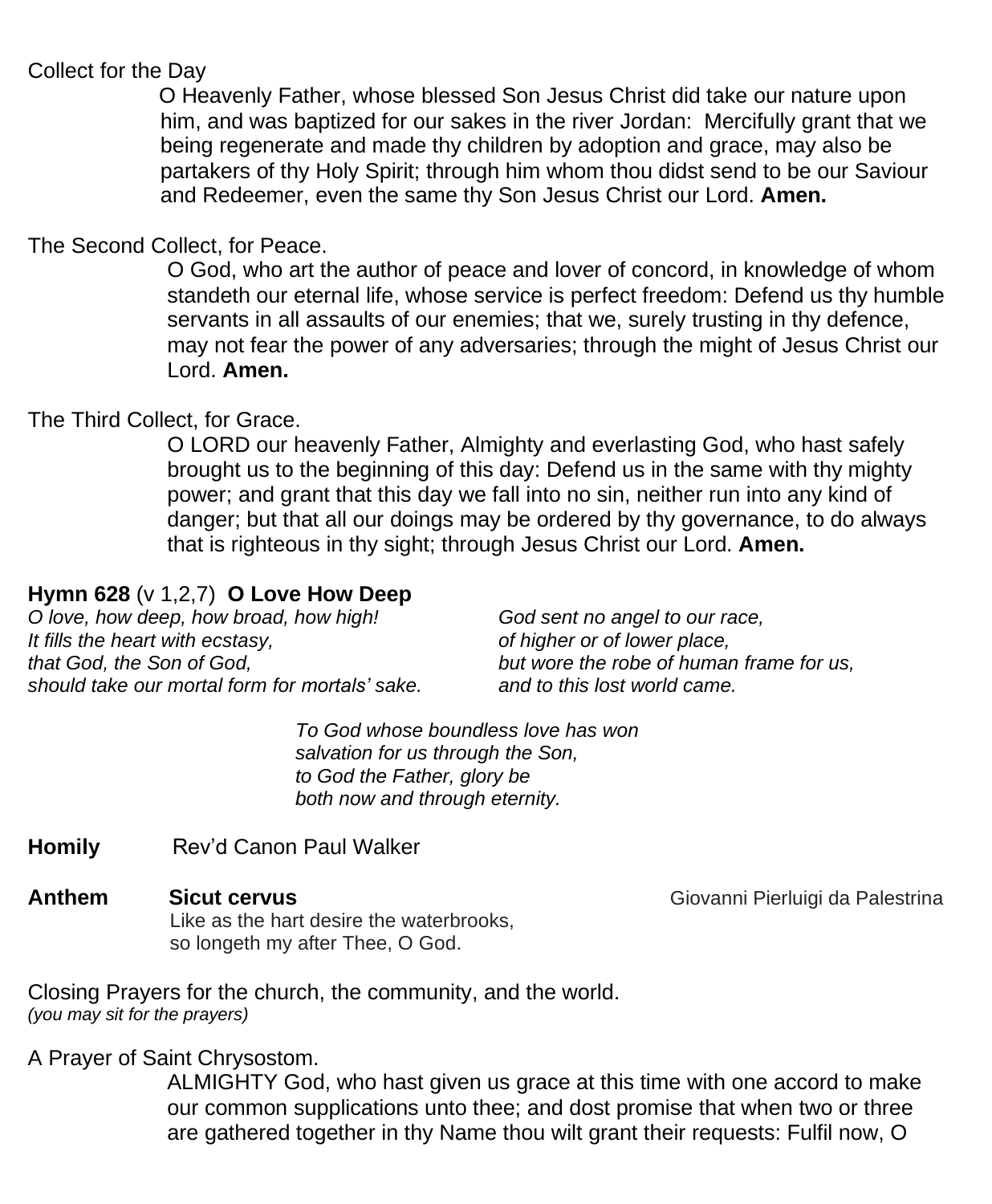Collect for the Day

O Heavenly Father, whose blessed Son Jesus Christ did take our nature upon him, and was baptized for our sakes in the river Jordan: Mercifully grant that we being regenerate and made thy children by adoption and grace, may also be partakers of thy Holy Spirit; through him whom thou didst send to be our Saviour and Redeemer, even the same thy Son Jesus Christ our Lord. **Amen.**

The Second Collect, for Peace.

O God, who art the author of peace and lover of concord, in knowledge of whom standeth our eternal life, whose service is perfect freedom: Defend us thy humble servants in all assaults of our enemies; that we, surely trusting in thy defence, may not fear the power of any adversaries; through the might of Jesus Christ our Lord. **Amen.**

The Third Collect, for Grace.

O LORD our heavenly Father, Almighty and everlasting God, who hast safely brought us to the beginning of this day: Defend us in the same with thy mighty power; and grant that this day we fall into no sin, neither run into any kind of danger; but that all our doings may be ordered by thy governance, to do always that is righteous in thy sight; through Jesus Christ our Lord. **Amen.**

**Hymn 628** (v 1,2,7) **O Love How Deep**

*O love, how deep, how broad, how high!*
*It fills the heart with ecstasy,*
*that God, the Son of God,*
*should take our mortal form for mortals' sake.*

*God sent no angel to our race,*
*of higher or of lower place,*
*but wore the robe of human frame for us,*
*and to this lost world came.*

*To God whose boundless love has won*
*salvation for us through the Son,*
*to God the Father, glory be*
*both now and through eternity.*

**Homily** Rev'd Canon Paul Walker

**Anthem** **Sicut cervus** Giovanni Pierluigi da Palestrina

Like as the hart desire the waterbrooks,
so longeth my after Thee, O God.

Closing Prayers for the church, the community, and the world.
*(you may sit for the prayers)*

A Prayer of Saint Chrysostom.

ALMIGHTY God, who hast given us grace at this time with one accord to make our common supplications unto thee; and dost promise that when two or three are gathered together in thy Name thou wilt grant their requests: Fulfil now, O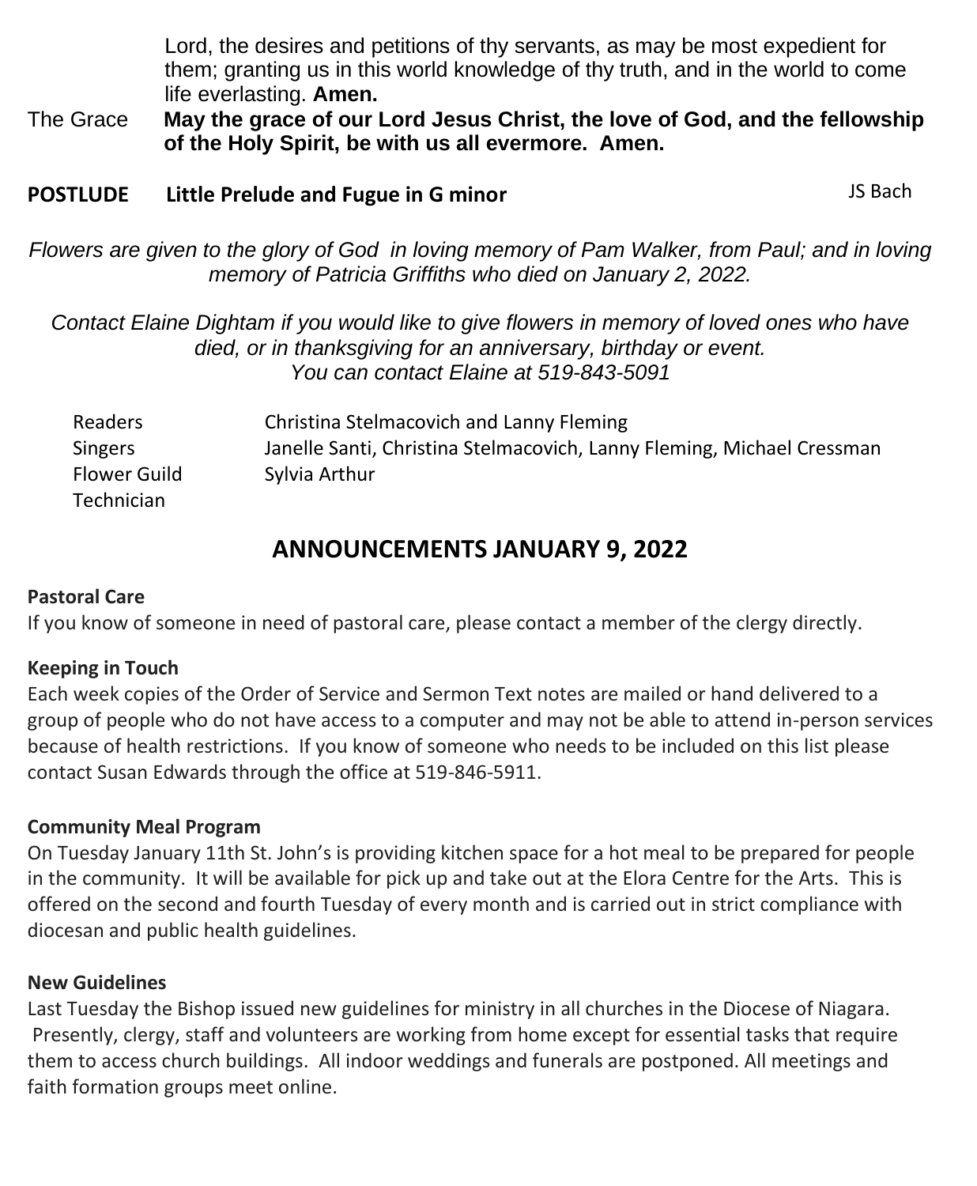Lord, the desires and petitions of thy servants, as may be most expedient for them; granting us in this world knowledge of thy truth, and in the world to come life everlasting. **Amen.**

The Grace **May the grace of our Lord Jesus Christ, the love of God, and the fellowship of the Holy Spirit, be with us all evermore. Amen.**

**POSTLUDE Little Prelude and Fugue in G minor** JS Bach

*Flowers are given to the glory of God in loving memory of Pam Walker, from Paul; and in loving memory of Patricia Griffiths who died on January 2, 2022.*

*Contact Elaine Dightam if you would like to give flowers in memory of loved ones who have died, or in thanksgiving for an anniversary, birthday or event. You can contact Elaine at 519-843-5091*

| | |
|---|---|
| Readers | Christina Stelmacovich and Lanny Fleming |
| Singers | Janelle Santi, Christina Stelmacovich, Lanny Fleming, Michael Cressman |
| Flower Guild | Sylvia Arthur |
| Technician | |

## ANNOUNCEMENTS JANUARY 9, 2022

**Pastoral Care**

If you know of someone in need of pastoral care, please contact a member of the clergy directly.

**Keeping in Touch**

Each week copies of the Order of Service and Sermon Text notes are mailed or hand delivered to a group of people who do not have access to a computer and may not be able to attend in-person services because of health restrictions. If you know of someone who needs to be included on this list please contact Susan Edwards through the office at 519-846-5911.

**Community Meal Program**

On Tuesday January 11th St. John's is providing kitchen space for a hot meal to be prepared for people in the community. It will be available for pick up and take out at the Elora Centre for the Arts. This is offered on the second and fourth Tuesday of every month and is carried out in strict compliance with diocesan and public health guidelines.

**New Guidelines**

Last Tuesday the Bishop issued new guidelines for ministry in all churches in the Diocese of Niagara. Presently, clergy, staff and volunteers are working from home except for essential tasks that require them to access church buildings. All indoor weddings and funerals are postponed. All meetings and faith formation groups meet online.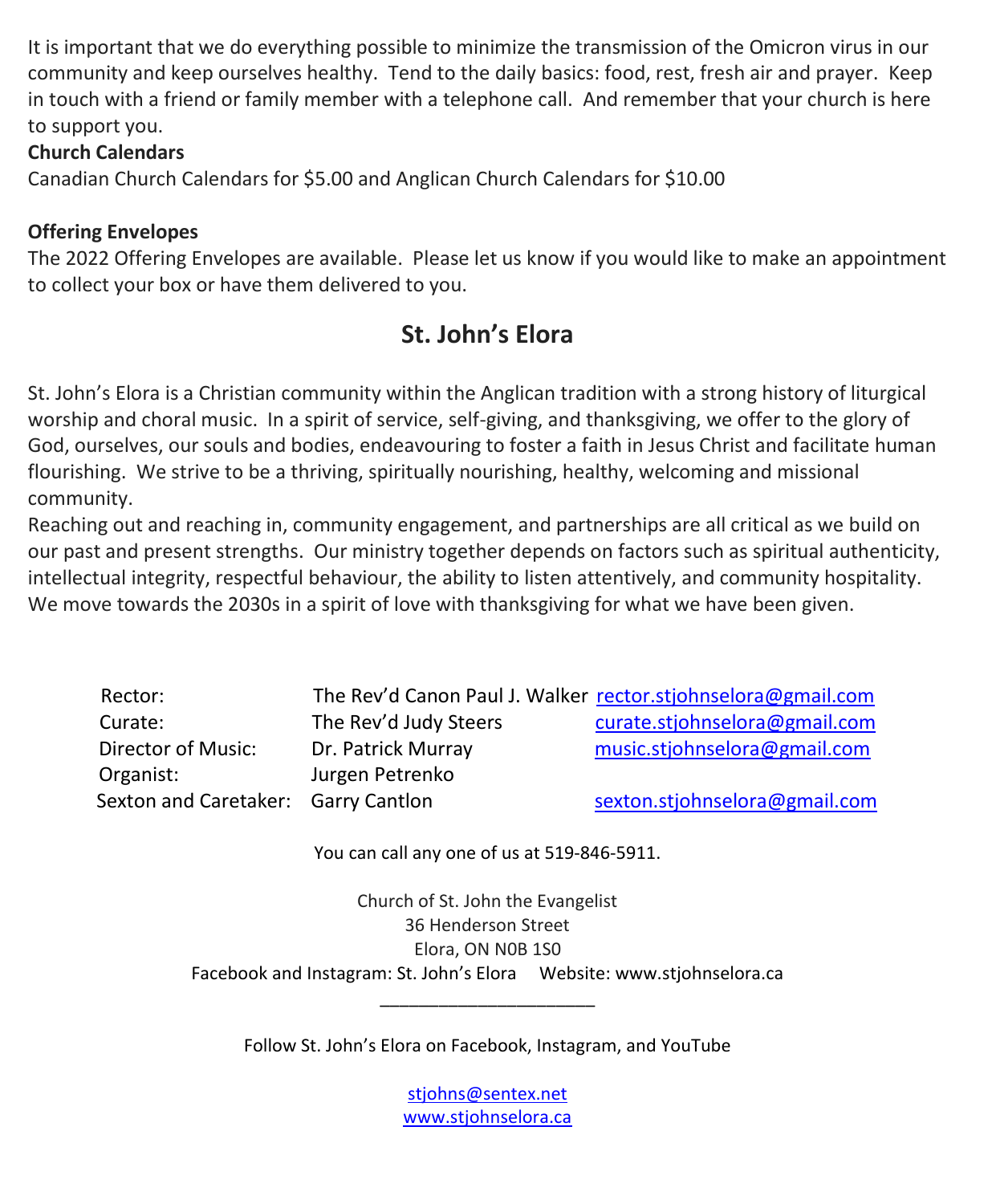It is important that we do everything possible to minimize the transmission of the Omicron virus in our community and keep ourselves healthy. Tend to the daily basics: food, rest, fresh air and prayer. Keep in touch with a friend or family member with a telephone call. And remember that your church is here to support you.

**Church Calendars**

Canadian Church Calendars for $5.00 and Anglican Church Calendars for $10.00

**Offering Envelopes**

The 2022 Offering Envelopes are available. Please let us know if you would like to make an appointment to collect your box or have them delivered to you.

## St. John's Elora

St. John's Elora is a Christian community within the Anglican tradition with a strong history of liturgical worship and choral music. In a spirit of service, self-giving, and thanksgiving, we offer to the glory of God, ourselves, our souls and bodies, endeavouring to foster a faith in Jesus Christ and facilitate human flourishing. We strive to be a thriving, spiritually nourishing, healthy, welcoming and missional community.

Reaching out and reaching in, community engagement, and partnerships are all critical as we build on our past and present strengths. Our ministry together depends on factors such as spiritual authenticity, intellectual integrity, respectful behaviour, the ability to listen attentively, and community hospitality. We move towards the 2030s in a spirit of love with thanksgiving for what we have been given.

| | | |
|---|---|---|
| Rector: | The Rev'd Canon Paul J. Walker | rector.stjohnselora@gmail.com |
| Curate: | The Rev'd Judy Steers | curate.stjohnselora@gmail.com |
| Director of Music: | Dr. Patrick Murray | music.stjohnselora@gmail.com |
| Organist: | Jurgen Petrenko | |
| Sexton and Caretaker: | Garry Cantlon | sexton.stjohnselora@gmail.com |

You can call any one of us at 519-846-5911.

Church of St. John the Evangelist
36 Henderson Street
Elora, ON N0B 1S0
Facebook and Instagram: St. John's Elora Website: www.stjohnselora.ca

_____________________

Follow St. John's Elora on Facebook, Instagram, and YouTube

stjohns@sentex.net
www.stjohnselora.ca